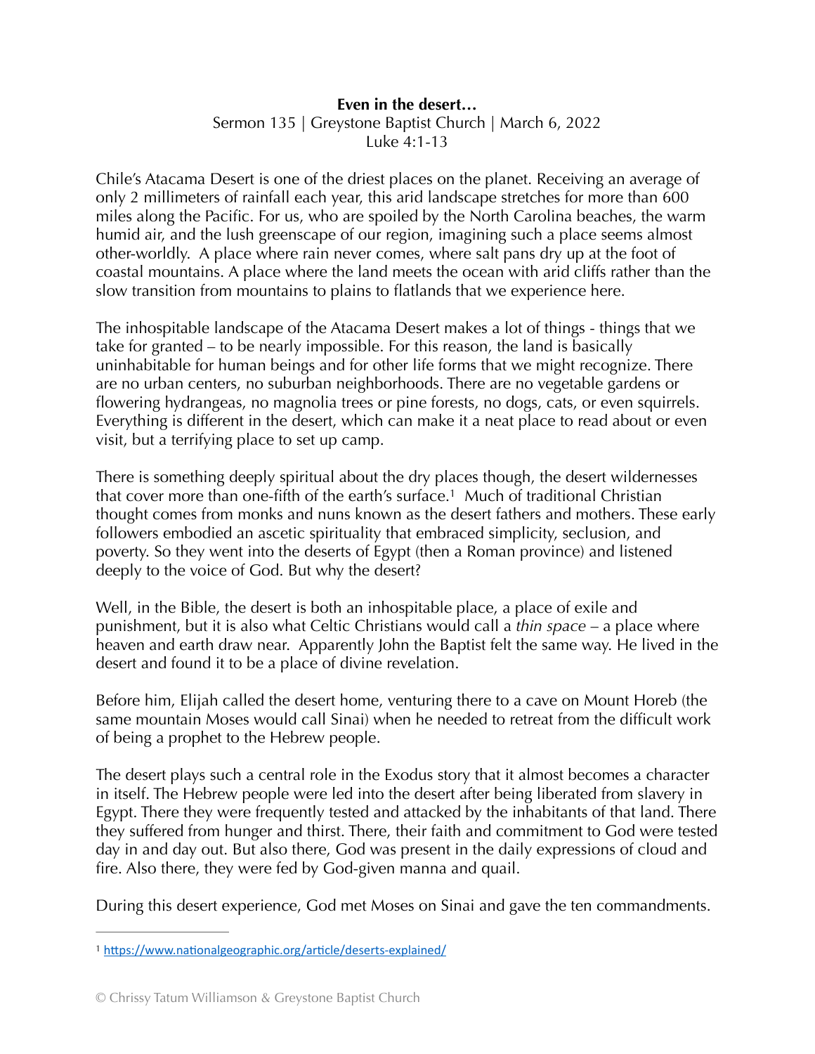**Even in the desert…**

Sermon 135 | Greystone Baptist Church | March 6, 2022

Luke 4:1-13

Chile's Atacama Desert is one of the driest places on the planet. Receiving an average of only 2 millimeters of rainfall each year, this arid landscape stretches for more than 600 miles along the Pacific. For us, who are spoiled by the North Carolina beaches, the warm humid air, and the lush greenscape of our region, imagining such a place seems almost other-worldly. A place where rain never comes, where salt pans dry up at the foot of coastal mountains. A place where the land meets the ocean with arid cliffs rather than the slow transition from mountains to plains to flatlands that we experience here.

The inhospitable landscape of the Atacama Desert makes a lot of things - things that we take for granted – to be nearly impossible. For this reason, the land is basically uninhabitable for human beings and for other life forms that we might recognize. There are no urban centers, no suburban neighborhoods. There are no vegetable gardens or flowering hydrangeas, no magnolia trees or pine forests, no dogs, cats, or even squirrels. Everything is different in the desert, which can make it a neat place to read about or even visit, but a terrifying place to set up camp.

There is something deeply spiritual about the dry places though, the desert wildernesses that cover more than one-fifth of the earth's surface.[1] Much of traditional Christian thought comes from monks and nuns known as the desert fathers and mothers. These early followers embodied an ascetic spirituality that embraced simplicity, seclusion, and poverty. So they went into the deserts of Egypt (then a Roman province) and listened deeply to the voice of God. But why the desert?

Well, in the Bible, the desert is both an inhospitable place, a place of exile and punishment, but it is also what Celtic Christians would call a *thin space* – a place where heaven and earth draw near. Apparently John the Baptist felt the same way. He lived in the desert and found it to be a place of divine revelation.

Before him, Elijah called the desert home, venturing there to a cave on Mount Horeb (the same mountain Moses would call Sinai) when he needed to retreat from the difficult work of being a prophet to the Hebrew people.

The desert plays such a central role in the Exodus story that it almost becomes a character in itself. The Hebrew people were led into the desert after being liberated from slavery in Egypt. There they were frequently tested and attacked by the inhabitants of that land. There they suffered from hunger and thirst. There, their faith and commitment to God were tested day in and day out. But also there, God was present in the daily expressions of cloud and fire. Also there, they were fed by God-given manna and quail.

During this desert experience, God met Moses on Sinai and gave the ten commandments.

---

[1] https://www.nationalgeographic.org/article/deserts-explained/

© Chrissy Tatum Williamson & Greystone Baptist Church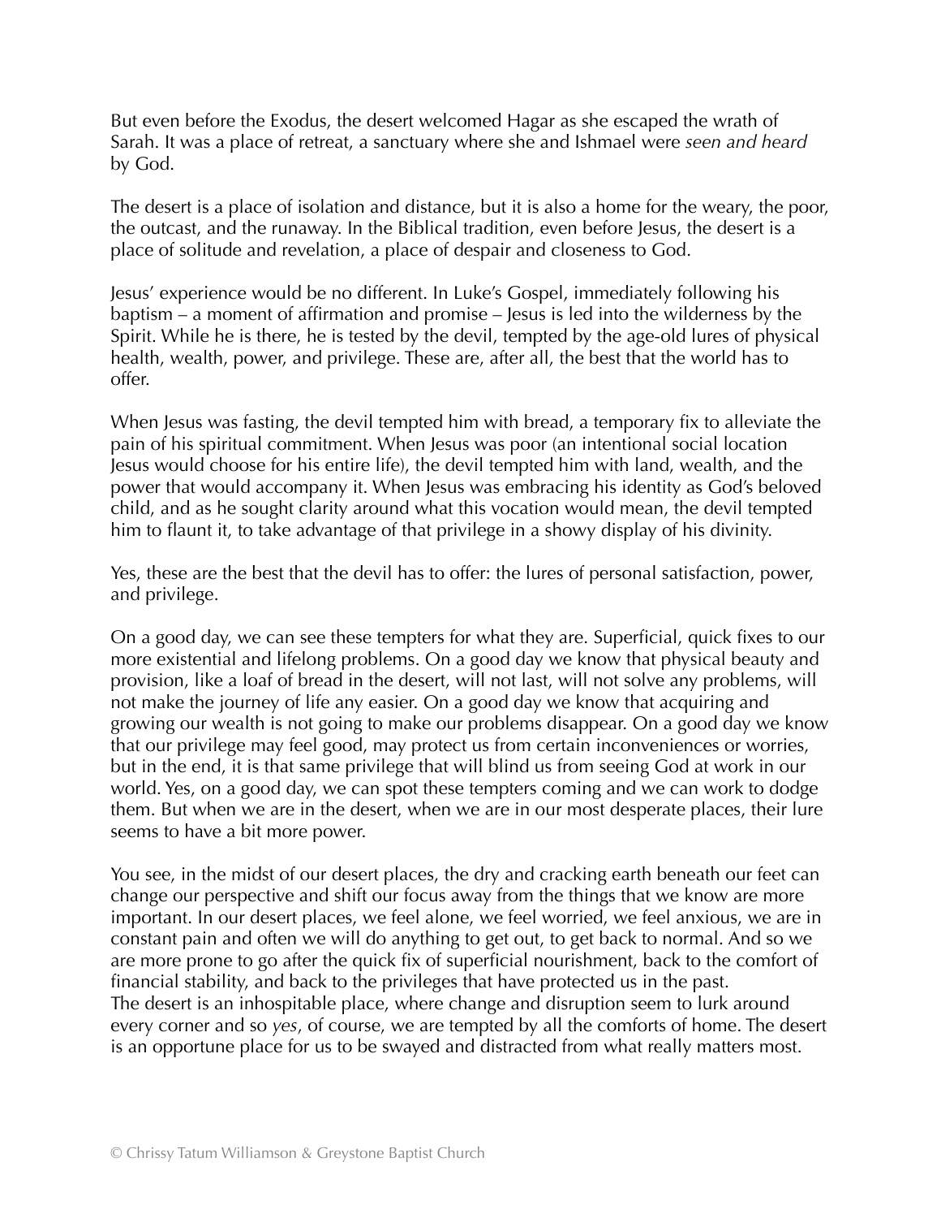But even before the Exodus, the desert welcomed Hagar as she escaped the wrath of Sarah. It was a place of retreat, a sanctuary where she and Ishmael were *seen and heard* by God.

The desert is a place of isolation and distance, but it is also a home for the weary, the poor, the outcast, and the runaway. In the Biblical tradition, even before Jesus, the desert is a place of solitude and revelation, a place of despair and closeness to God.

Jesus' experience would be no different. In Luke's Gospel, immediately following his baptism – a moment of affirmation and promise – Jesus is led into the wilderness by the Spirit. While he is there, he is tested by the devil, tempted by the age-old lures of physical health, wealth, power, and privilege. These are, after all, the best that the world has to offer.

When Jesus was fasting, the devil tempted him with bread, a temporary fix to alleviate the pain of his spiritual commitment. When Jesus was poor (an intentional social location Jesus would choose for his entire life), the devil tempted him with land, wealth, and the power that would accompany it. When Jesus was embracing his identity as God's beloved child, and as he sought clarity around what this vocation would mean, the devil tempted him to flaunt it, to take advantage of that privilege in a showy display of his divinity.

Yes, these are the best that the devil has to offer: the lures of personal satisfaction, power, and privilege.

On a good day, we can see these tempters for what they are. Superficial, quick fixes to our more existential and lifelong problems. On a good day we know that physical beauty and provision, like a loaf of bread in the desert, will not last, will not solve any problems, will not make the journey of life any easier. On a good day we know that acquiring and growing our wealth is not going to make our problems disappear. On a good day we know that our privilege may feel good, may protect us from certain inconveniences or worries, but in the end, it is that same privilege that will blind us from seeing God at work in our world. Yes, on a good day, we can spot these tempters coming and we can work to dodge them. But when we are in the desert, when we are in our most desperate places, their lure seems to have a bit more power.

You see, in the midst of our desert places, the dry and cracking earth beneath our feet can change our perspective and shift our focus away from the things that we know are more important. In our desert places, we feel alone, we feel worried, we feel anxious, we are in constant pain and often we will do anything to get out, to get back to normal. And so we are more prone to go after the quick fix of superficial nourishment, back to the comfort of financial stability, and back to the privileges that have protected us in the past.
The desert is an inhospitable place, where change and disruption seem to lurk around every corner and so *yes*, of course, we are tempted by all the comforts of home. The desert is an opportune place for us to be swayed and distracted from what really matters most.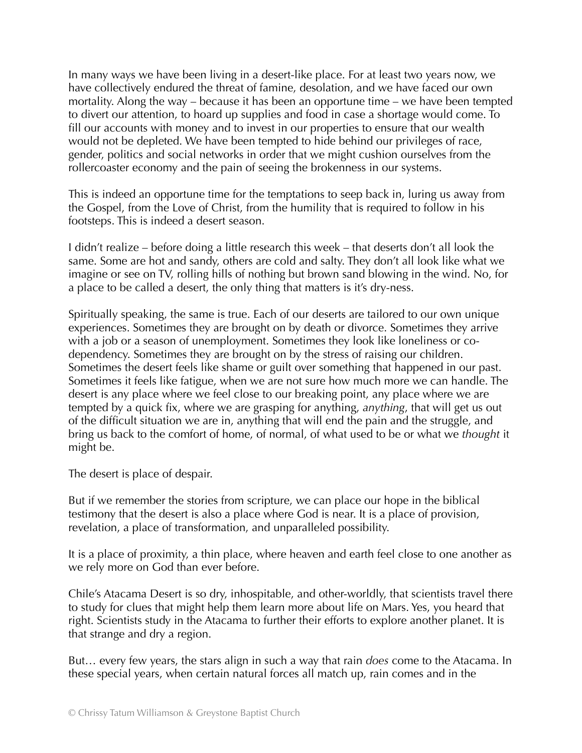In many ways we have been living in a desert-like place. For at least two years now, we have collectively endured the threat of famine, desolation, and we have faced our own mortality. Along the way – because it has been an opportune time – we have been tempted to divert our attention, to hoard up supplies and food in case a shortage would come. To fill our accounts with money and to invest in our properties to ensure that our wealth would not be depleted. We have been tempted to hide behind our privileges of race, gender, politics and social networks in order that we might cushion ourselves from the rollercoaster economy and the pain of seeing the brokenness in our systems.

This is indeed an opportune time for the temptations to seep back in, luring us away from the Gospel, from the Love of Christ, from the humility that is required to follow in his footsteps. This is indeed a desert season.

I didn't realize – before doing a little research this week – that deserts don't all look the same. Some are hot and sandy, others are cold and salty. They don't all look like what we imagine or see on TV, rolling hills of nothing but brown sand blowing in the wind. No, for a place to be called a desert, the only thing that matters is it's dry-ness.

Spiritually speaking, the same is true. Each of our deserts are tailored to our own unique experiences. Sometimes they are brought on by death or divorce. Sometimes they arrive with a job or a season of unemployment. Sometimes they look like loneliness or co-dependency. Sometimes they are brought on by the stress of raising our children. Sometimes the desert feels like shame or guilt over something that happened in our past. Sometimes it feels like fatigue, when we are not sure how much more we can handle. The desert is any place where we feel close to our breaking point, any place where we are tempted by a quick fix, where we are grasping for anything, *anything*, that will get us out of the difficult situation we are in, anything that will end the pain and the struggle, and bring us back to the comfort of home, of normal, of what used to be or what we *thought* it might be.

The desert is place of despair.

But if we remember the stories from scripture, we can place our hope in the biblical testimony that the desert is also a place where God is near. It is a place of provision, revelation, a place of transformation, and unparalleled possibility.

It is a place of proximity, a thin place, where heaven and earth feel close to one another as we rely more on God than ever before.

Chile's Atacama Desert is so dry, inhospitable, and other-worldly, that scientists travel there to study for clues that might help them learn more about life on Mars. Yes, you heard that right. Scientists study in the Atacama to further their efforts to explore another planet. It is that strange and dry a region.

But… every few years, the stars align in such a way that rain *does* come to the Atacama. In these special years, when certain natural forces all match up, rain comes and in the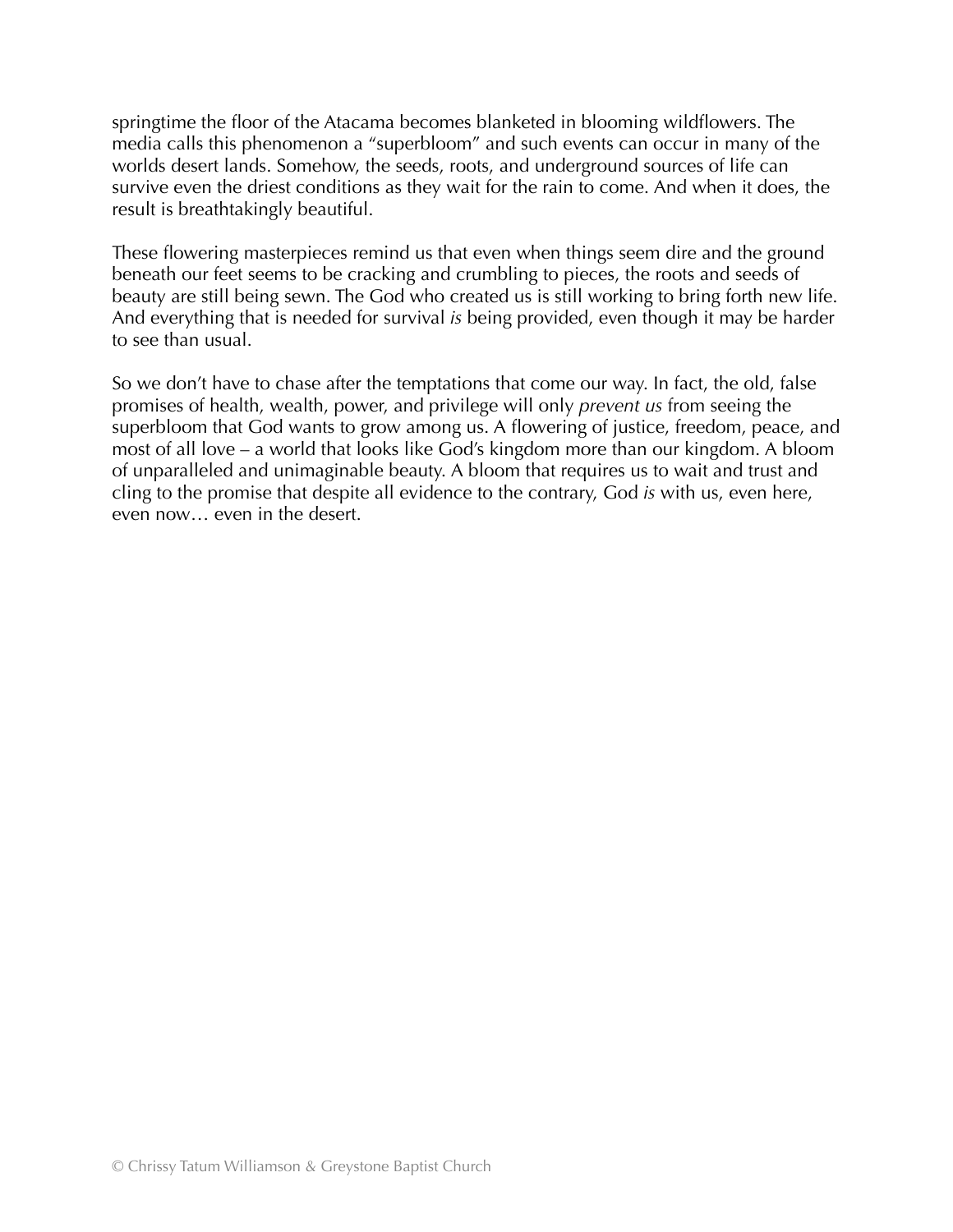springtime the floor of the Atacama becomes blanketed in blooming wildflowers. The media calls this phenomenon a "superbloom" and such events can occur in many of the worlds desert lands. Somehow, the seeds, roots, and underground sources of life can survive even the driest conditions as they wait for the rain to come. And when it does, the result is breathtakingly beautiful.

These flowering masterpieces remind us that even when things seem dire and the ground beneath our feet seems to be cracking and crumbling to pieces, the roots and seeds of beauty are still being sewn. The God who created us is still working to bring forth new life. And everything that is needed for survival *is* being provided, even though it may be harder to see than usual.

So we don't have to chase after the temptations that come our way. In fact, the old, false promises of health, wealth, power, and privilege will only *prevent us* from seeing the superbloom that God wants to grow among us. A flowering of justice, freedom, peace, and most of all love – a world that looks like God's kingdom more than our kingdom. A bloom of unparalleled and unimaginable beauty. A bloom that requires us to wait and trust and cling to the promise that despite all evidence to the contrary, God *is* with us, even here, even now… even in the desert.